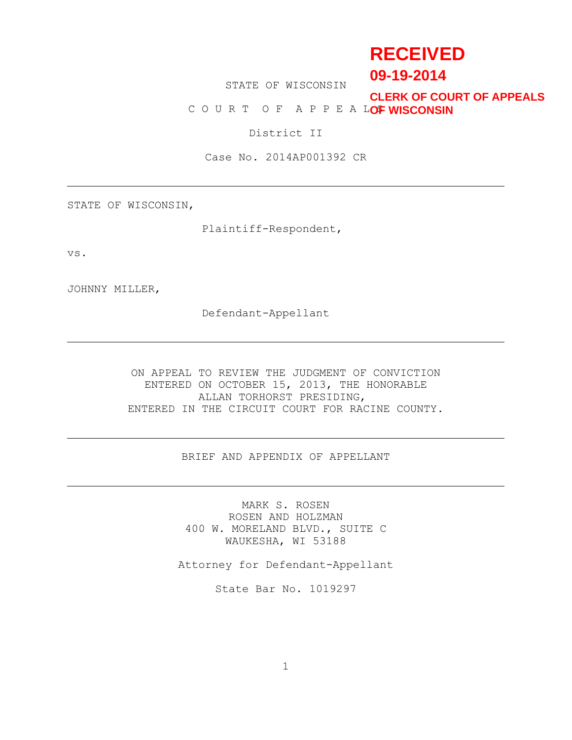RECEIVED

09-19-2014

CLERK OF COURT OF APPEALS OF WISCONSIN

STATE OF WISCONSIN

C O U R T  O F  A P P E A L S

District II

Case No. 2014AP001392 CR

---

STATE OF WISCONSIN,

Plaintiff-Respondent,

vs.

JOHNNY MILLER,

Defendant-Appellant

---

ON APPEAL TO REVIEW THE JUDGMENT OF CONVICTION ENTERED ON OCTOBER 15, 2013, THE HONORABLE ALLAN TORHORST PRESIDING, ENTERED IN THE CIRCUIT COURT FOR RACINE COUNTY.

---

BRIEF AND APPENDIX OF APPELLANT

---

MARK S. ROSEN
ROSEN AND HOLZMAN
400 W. MORELAND BLVD., SUITE C
WAUKESHA, WI 53188

Attorney for Defendant-Appellant

State Bar No. 1019297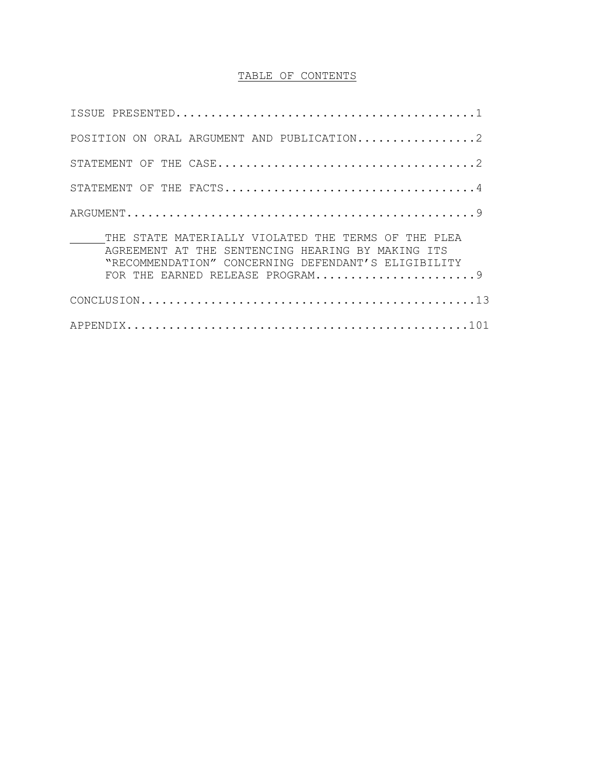# TABLE OF CONTENTS

ISSUE PRESENTED............................................1

POSITION ON ORAL ARGUMENT AND PUBLICATION.................2

STATEMENT OF THE CASE.....................................2

STATEMENT OF THE FACTS....................................4

ARGUMENT..................................................9

THE STATE MATERIALLY VIOLATED THE TERMS OF THE PLEA AGREEMENT AT THE SENTENCING HEARING BY MAKING ITS "RECOMMENDATION" CONCERNING DEFENDANT'S ELIGIBILITY FOR THE EARNED RELEASE PROGRAM.......................9

CONCLUSION...............................................13

APPENDIX................................................101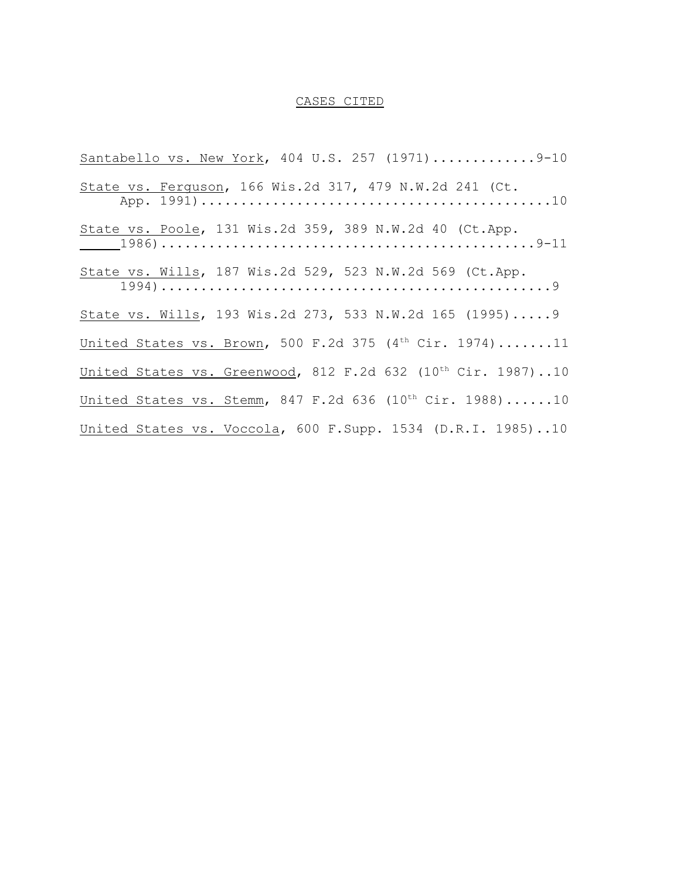# CASES CITED

Santabello vs. New York, 404 U.S. 257 (1971).............9-10

State vs. Ferguson, 166 Wis.2d 317, 479 N.W.2d 241 (Ct. App. 1991).........................................10

State vs. Poole, 131 Wis.2d 359, 389 N.W.2d 40 (Ct.App. 1986)............................................9-11

State vs. Wills, 187 Wis.2d 529, 523 N.W.2d 569 (Ct.App. 1994).............................................9

State vs. Wills, 193 Wis.2d 273, 533 N.W.2d 165 (1995).....9

United States vs. Brown, 500 F.2d 375 (4th Cir. 1974).......11

United States vs. Greenwood, 812 F.2d 632 (10th Cir. 1987)..10

United States vs. Stemm, 847 F.2d 636 (10th Cir. 1988)......10

United States vs. Voccola, 600 F.Supp. 1534 (D.R.I. 1985)..10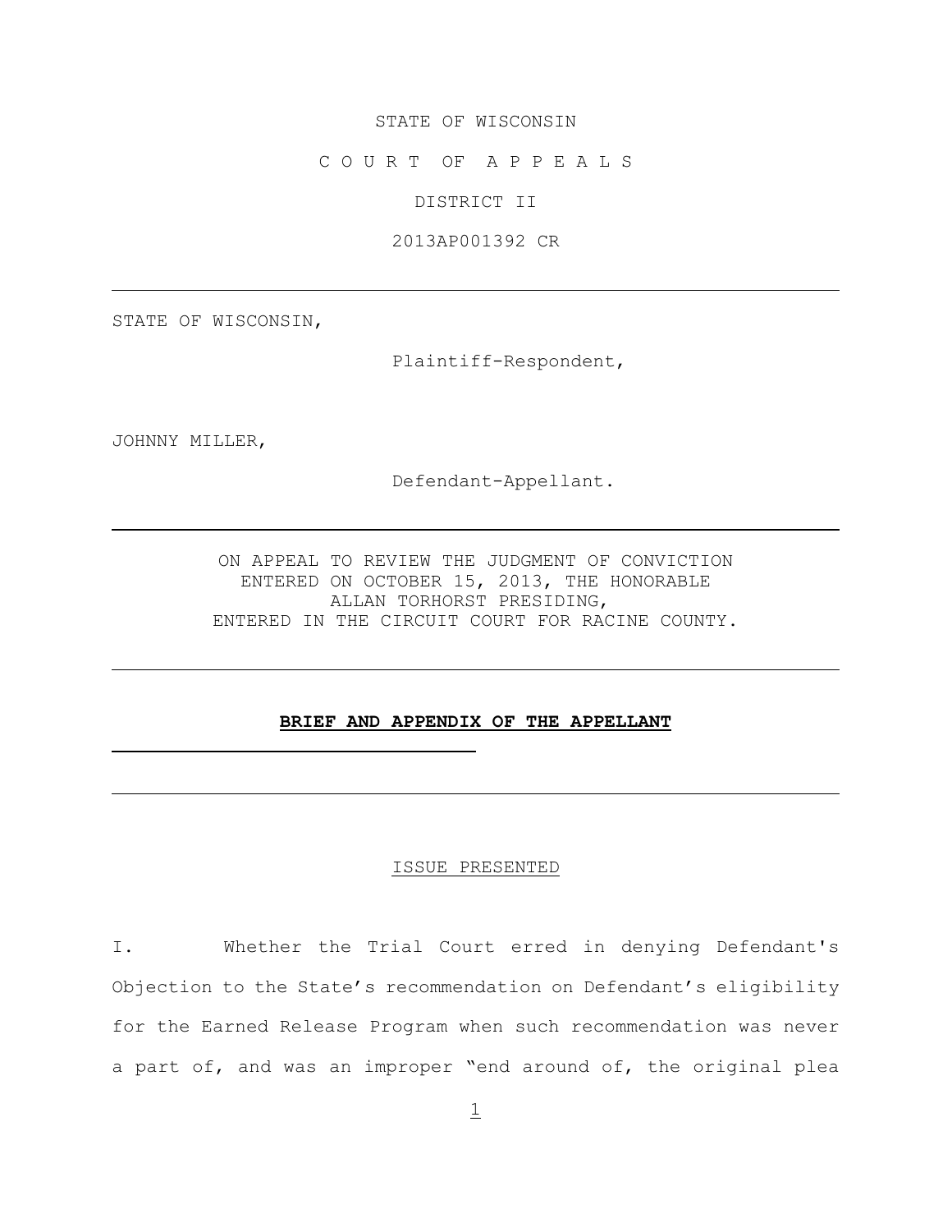STATE OF WISCONSIN

C O U R T OF A P P E A L S

DISTRICT II

2013AP001392 CR

---

STATE OF WISCONSIN,

Plaintiff-Respondent,

JOHNNY MILLER,

Defendant-Appellant.

---

ON APPEAL TO REVIEW THE JUDGMENT OF CONVICTION ENTERED ON OCTOBER 15, 2013, THE HONORABLE ALLAN TORHORST PRESIDING, ENTERED IN THE CIRCUIT COURT FOR RACINE COUNTY.

---

**BRIEF AND APPENDIX OF THE APPELLANT**

---

ISSUE PRESENTED

I. Whether the Trial Court erred in denying Defendant's Objection to the State's recommendation on Defendant's eligibility for the Earned Release Program when such recommendation was never a part of, and was an improper "end around of, the original plea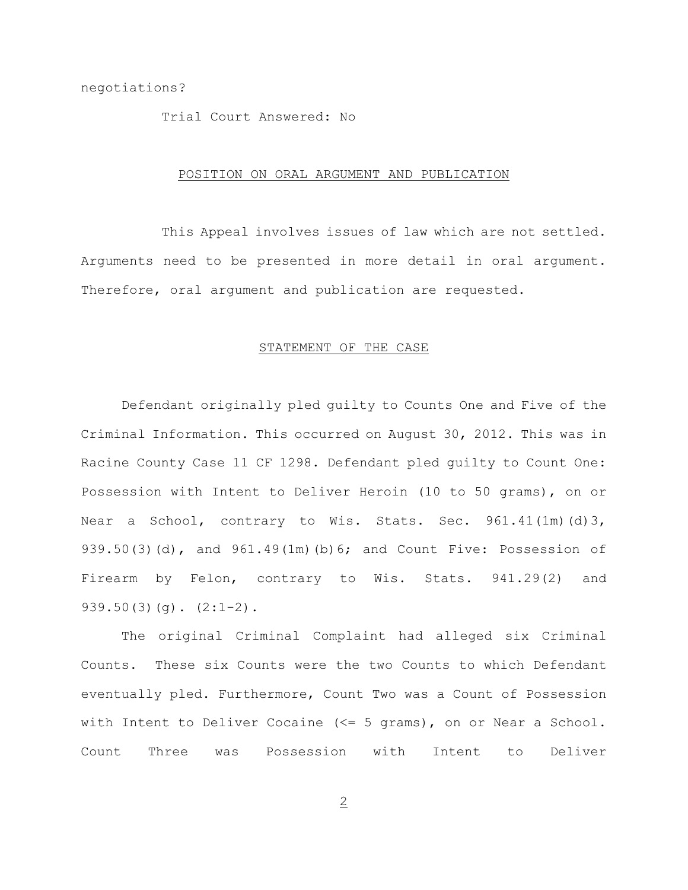negotiations?

Trial Court Answered: No

## POSITION ON ORAL ARGUMENT AND PUBLICATION

This Appeal involves issues of law which are not settled. Arguments need to be presented in more detail in oral argument. Therefore, oral argument and publication are requested.

## STATEMENT OF THE CASE

Defendant originally pled guilty to Counts One and Five of the Criminal Information. This occurred on August 30, 2012. This was in Racine County Case 11 CF 1298. Defendant pled guilty to Count One: Possession with Intent to Deliver Heroin (10 to 50 grams), on or Near a School, contrary to Wis. Stats. Sec. 961.41(1m)(d)3, 939.50(3)(d), and 961.49(1m)(b)6; and Count Five: Possession of Firearm by Felon, contrary to Wis. Stats. 941.29(2) and 939.50(3)(g). (2:1-2).

The original Criminal Complaint had alleged six Criminal Counts. These six Counts were the two Counts to which Defendant eventually pled. Furthermore, Count Two was a Count of Possession with Intent to Deliver Cocaine (<= 5 grams), on or Near a School. Count Three was Possession with Intent to Deliver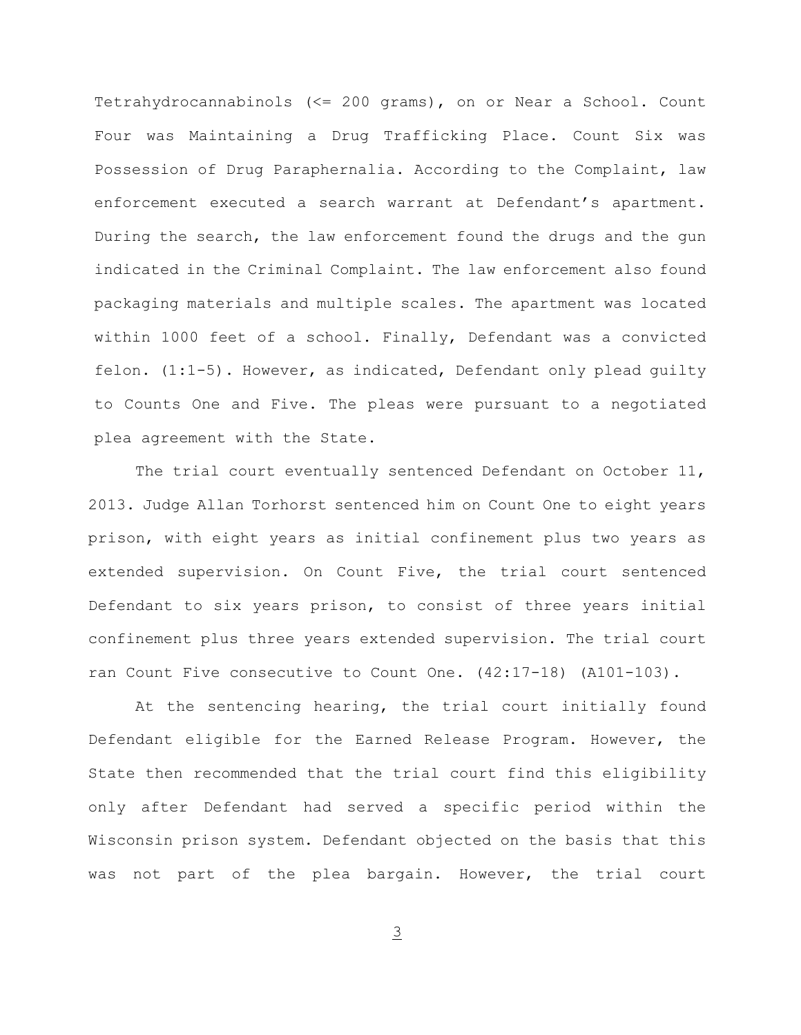Tetrahydrocannabinols (<= 200 grams), on or Near a School. Count Four was Maintaining a Drug Trafficking Place. Count Six was Possession of Drug Paraphernalia. According to the Complaint, law enforcement executed a search warrant at Defendant's apartment. During the search, the law enforcement found the drugs and the gun indicated in the Criminal Complaint. The law enforcement also found packaging materials and multiple scales. The apartment was located within 1000 feet of a school. Finally, Defendant was a convicted felon. (1:1-5). However, as indicated, Defendant only plead guilty to Counts One and Five. The pleas were pursuant to a negotiated plea agreement with the State.

The trial court eventually sentenced Defendant on October 11, 2013. Judge Allan Torhorst sentenced him on Count One to eight years prison, with eight years as initial confinement plus two years as extended supervision. On Count Five, the trial court sentenced Defendant to six years prison, to consist of three years initial confinement plus three years extended supervision. The trial court ran Count Five consecutive to Count One. (42:17-18) (A101-103).

At the sentencing hearing, the trial court initially found Defendant eligible for the Earned Release Program. However, the State then recommended that the trial court find this eligibility only after Defendant had served a specific period within the Wisconsin prison system. Defendant objected on the basis that this was not part of the plea bargain. However, the trial court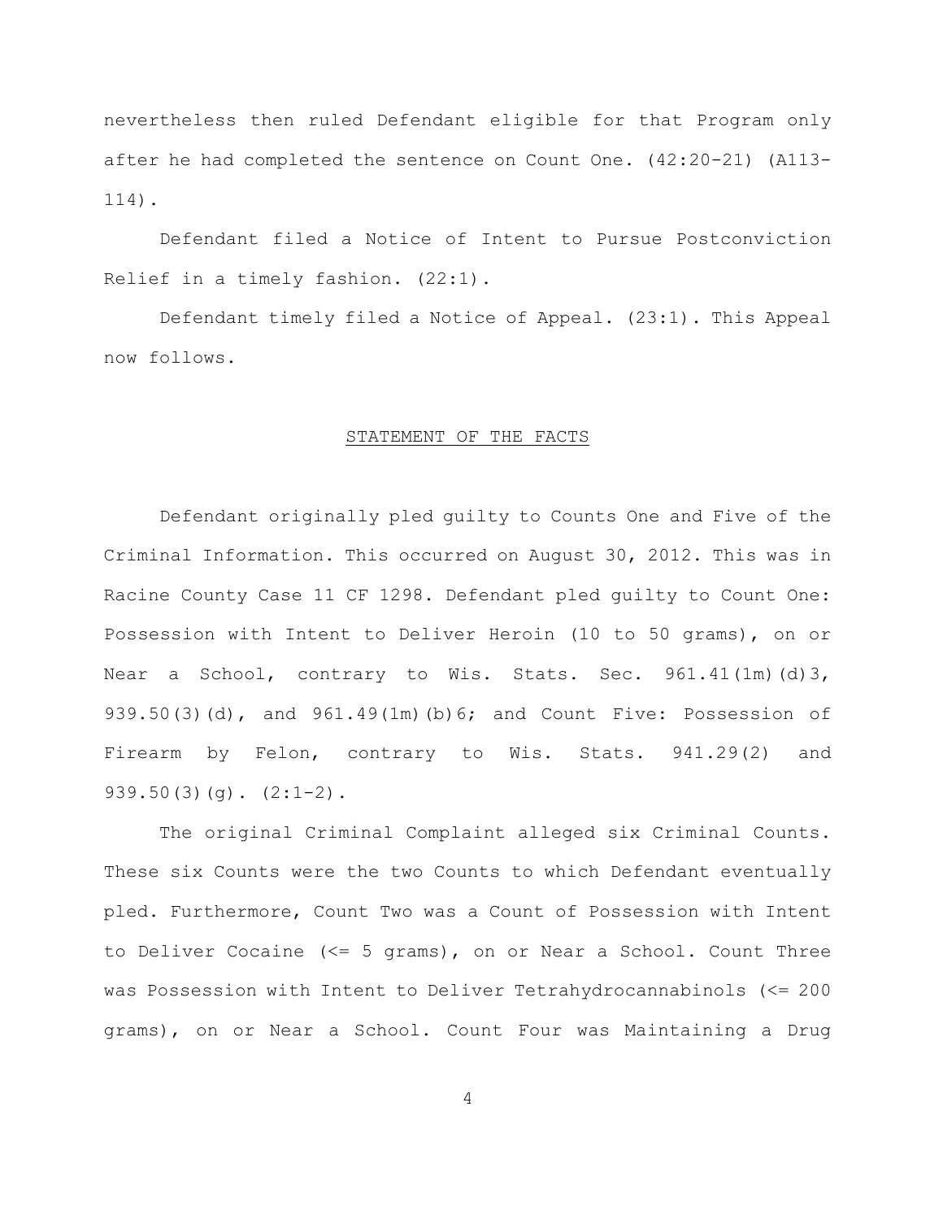nevertheless then ruled Defendant eligible for that Program only after he had completed the sentence on Count One. (42:20-21) (A113-114).

Defendant filed a Notice of Intent to Pursue Postconviction Relief in a timely fashion. (22:1).

Defendant timely filed a Notice of Appeal. (23:1). This Appeal now follows.

## STATEMENT OF THE FACTS

Defendant originally pled guilty to Counts One and Five of the Criminal Information. This occurred on August 30, 2012. This was in Racine County Case 11 CF 1298. Defendant pled guilty to Count One: Possession with Intent to Deliver Heroin (10 to 50 grams), on or Near a School, contrary to Wis. Stats. Sec. 961.41(1m)(d)3, 939.50(3)(d), and 961.49(1m)(b)6; and Count Five: Possession of Firearm by Felon, contrary to Wis. Stats. 941.29(2) and 939.50(3)(g). (2:1-2).

The original Criminal Complaint alleged six Criminal Counts. These six Counts were the two Counts to which Defendant eventually pled. Furthermore, Count Two was a Count of Possession with Intent to Deliver Cocaine (<= 5 grams), on or Near a School. Count Three was Possession with Intent to Deliver Tetrahydrocannabinols (<= 200 grams), on or Near a School. Count Four was Maintaining a Drug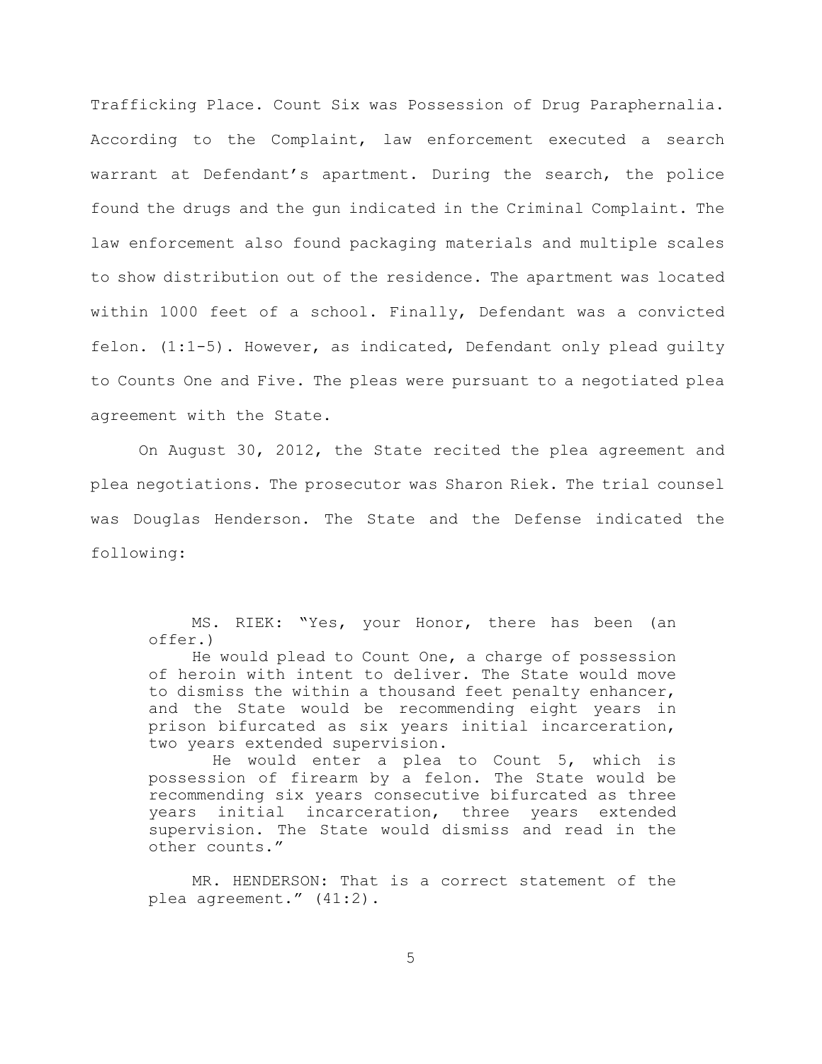Trafficking Place. Count Six was Possession of Drug Paraphernalia. According to the Complaint, law enforcement executed a search warrant at Defendant's apartment. During the search, the police found the drugs and the gun indicated in the Criminal Complaint. The law enforcement also found packaging materials and multiple scales to show distribution out of the residence. The apartment was located within 1000 feet of a school. Finally, Defendant was a convicted felon. (1:1-5). However, as indicated, Defendant only plead guilty to Counts One and Five. The pleas were pursuant to a negotiated plea agreement with the State.

On August 30, 2012, the State recited the plea agreement and plea negotiations. The prosecutor was Sharon Riek. The trial counsel was Douglas Henderson. The State and the Defense indicated the following:

> MS. RIEK: "Yes, your Honor, there has been (an offer.)
>
> He would plead to Count One, a charge of possession of heroin with intent to deliver. The State would move to dismiss the within a thousand feet penalty enhancer, and the State would be recommending eight years in prison bifurcated as six years initial incarceration, two years extended supervision.
>
> He would enter a plea to Count 5, which is possession of firearm by a felon. The State would be recommending six years consecutive bifurcated as three years initial incarceration, three years extended supervision. The State would dismiss and read in the other counts."
>
> MR. HENDERSON: That is a correct statement of the plea agreement." (41:2).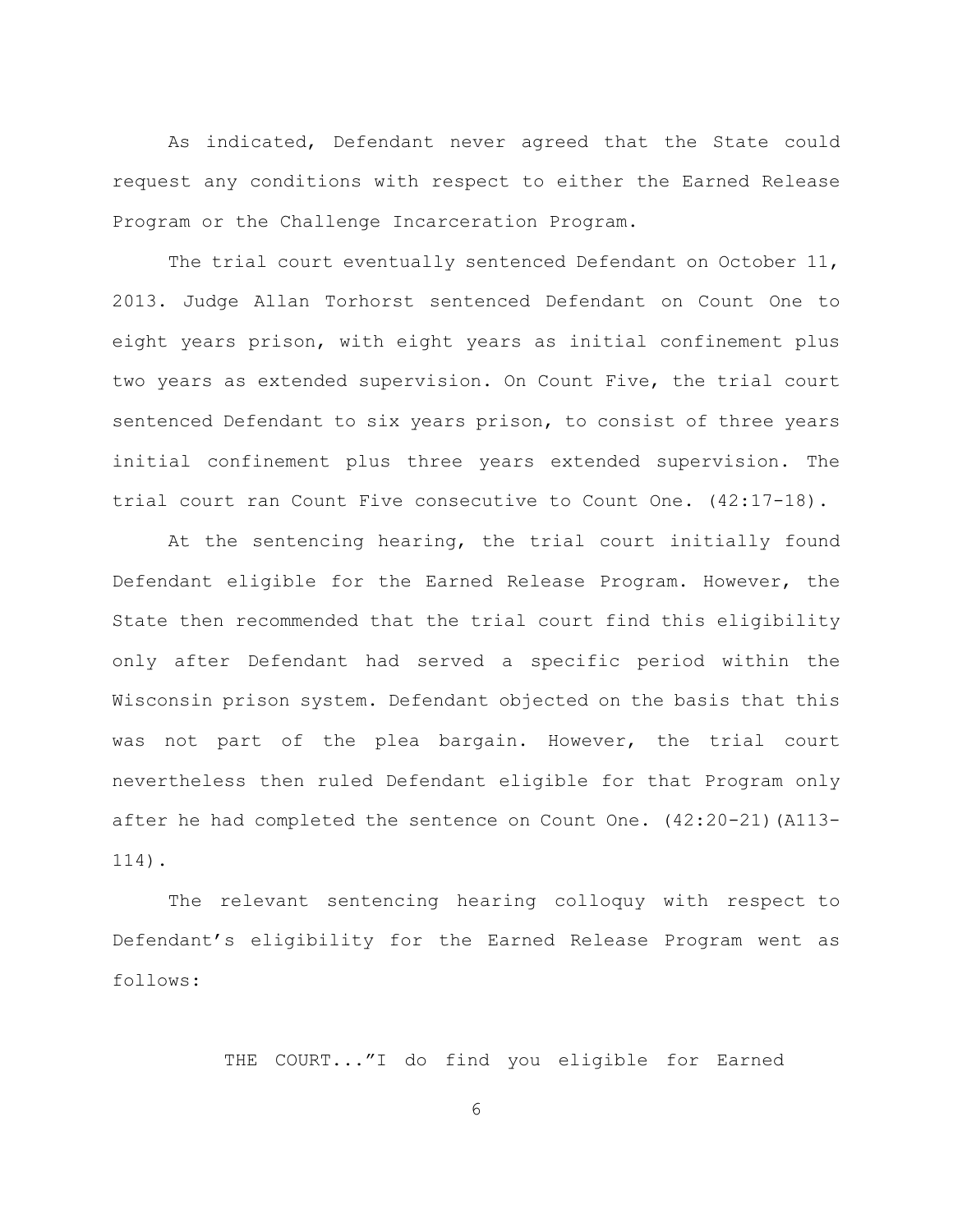As indicated, Defendant never agreed that the State could request any conditions with respect to either the Earned Release Program or the Challenge Incarceration Program.

The trial court eventually sentenced Defendant on October 11, 2013. Judge Allan Torhorst sentenced Defendant on Count One to eight years prison, with eight years as initial confinement plus two years as extended supervision. On Count Five, the trial court sentenced Defendant to six years prison, to consist of three years initial confinement plus three years extended supervision. The trial court ran Count Five consecutive to Count One. (42:17-18).

At the sentencing hearing, the trial court initially found Defendant eligible for the Earned Release Program. However, the State then recommended that the trial court find this eligibility only after Defendant had served a specific period within the Wisconsin prison system. Defendant objected on the basis that this was not part of the plea bargain. However, the trial court nevertheless then ruled Defendant eligible for that Program only after he had completed the sentence on Count One. (42:20-21)(A113-114).

The relevant sentencing hearing colloquy with respect to Defendant's eligibility for the Earned Release Program went as follows:

> THE COURT..."I do find you eligible for Earned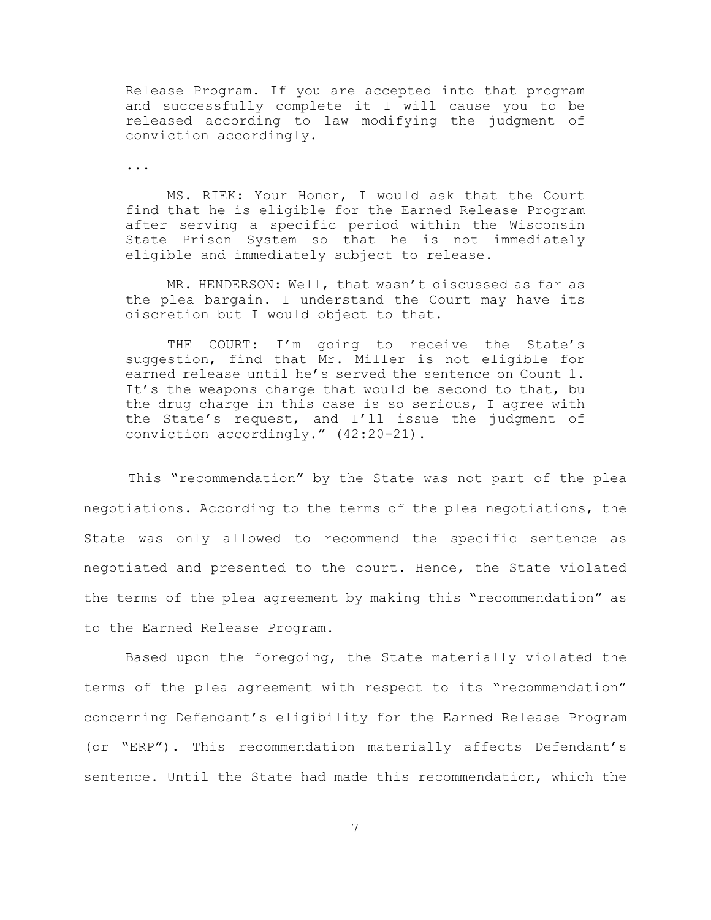> Release Program. If you are accepted into that program and successfully complete it I will cause you to be released according to law modifying the judgment of conviction accordingly.
>
> ...
>
> MS. RIEK: Your Honor, I would ask that the Court find that he is eligible for the Earned Release Program after serving a specific period within the Wisconsin State Prison System so that he is not immediately eligible and immediately subject to release.
>
> MR. HENDERSON: Well, that wasn't discussed as far as the plea bargain. I understand the Court may have its discretion but I would object to that.
>
> THE COURT: I'm going to receive the State's suggestion, find that Mr. Miller is not eligible for earned release until he's served the sentence on Count 1. It's the weapons charge that would be second to that, bu the drug charge in this case is so serious, I agree with the State's request, and I'll issue the judgment of conviction accordingly." (42:20-21).

This "recommendation" by the State was not part of the plea negotiations. According to the terms of the plea negotiations, the State was only allowed to recommend the specific sentence as negotiated and presented to the court. Hence, the State violated the terms of the plea agreement by making this "recommendation" as to the Earned Release Program.

Based upon the foregoing, the State materially violated the terms of the plea agreement with respect to its "recommendation" concerning Defendant's eligibility for the Earned Release Program (or "ERP"). This recommendation materially affects Defendant's sentence. Until the State had made this recommendation, which the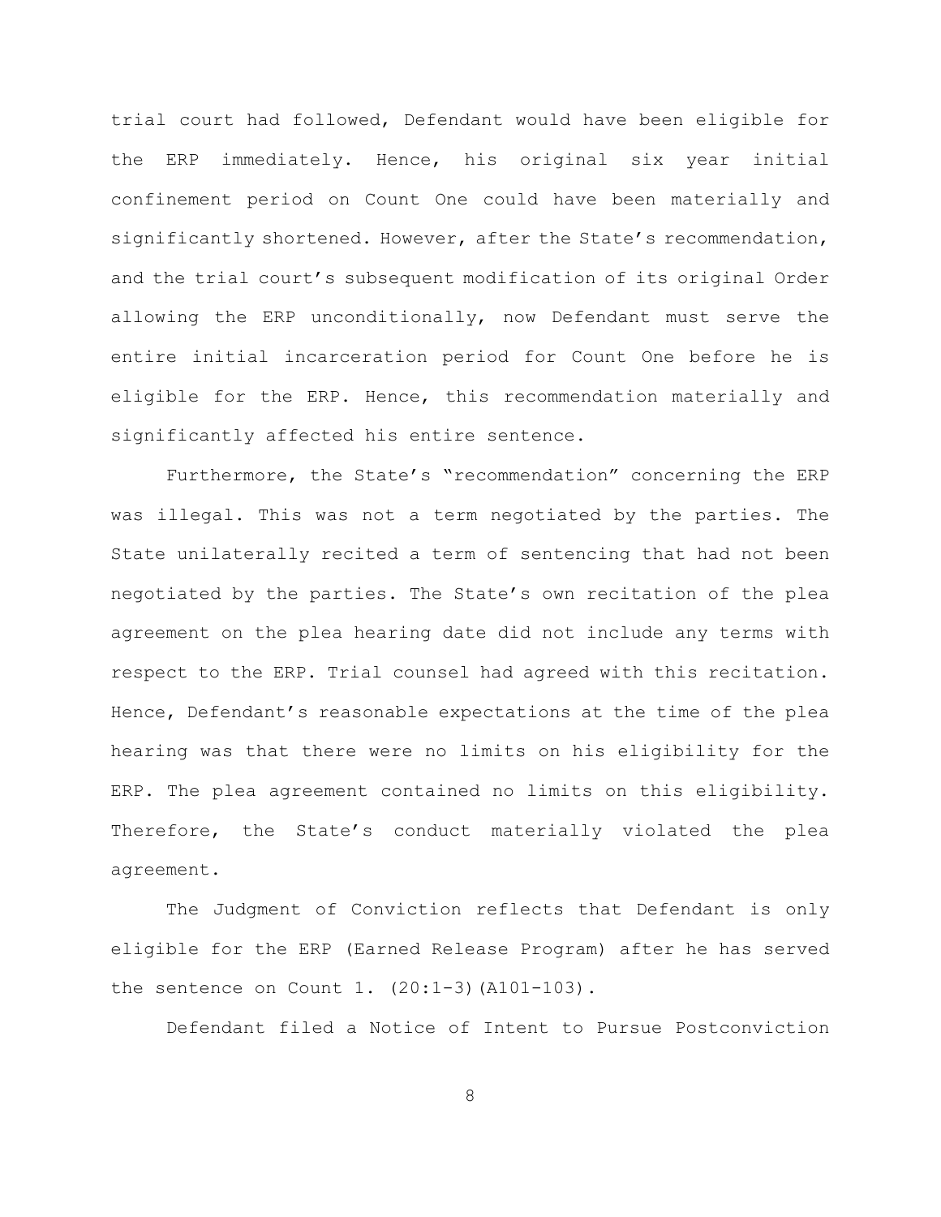trial court had followed, Defendant would have been eligible for the ERP immediately. Hence, his original six year initial confinement period on Count One could have been materially and significantly shortened. However, after the State's recommendation, and the trial court's subsequent modification of its original Order allowing the ERP unconditionally, now Defendant must serve the entire initial incarceration period for Count One before he is eligible for the ERP. Hence, this recommendation materially and significantly affected his entire sentence.

Furthermore, the State's "recommendation" concerning the ERP was illegal. This was not a term negotiated by the parties. The State unilaterally recited a term of sentencing that had not been negotiated by the parties. The State's own recitation of the plea agreement on the plea hearing date did not include any terms with respect to the ERP. Trial counsel had agreed with this recitation. Hence, Defendant's reasonable expectations at the time of the plea hearing was that there were no limits on his eligibility for the ERP. The plea agreement contained no limits on this eligibility. Therefore, the State's conduct materially violated the plea agreement.

The Judgment of Conviction reflects that Defendant is only eligible for the ERP (Earned Release Program) after he has served the sentence on Count 1. (20:1-3)(A101-103).

Defendant filed a Notice of Intent to Pursue Postconviction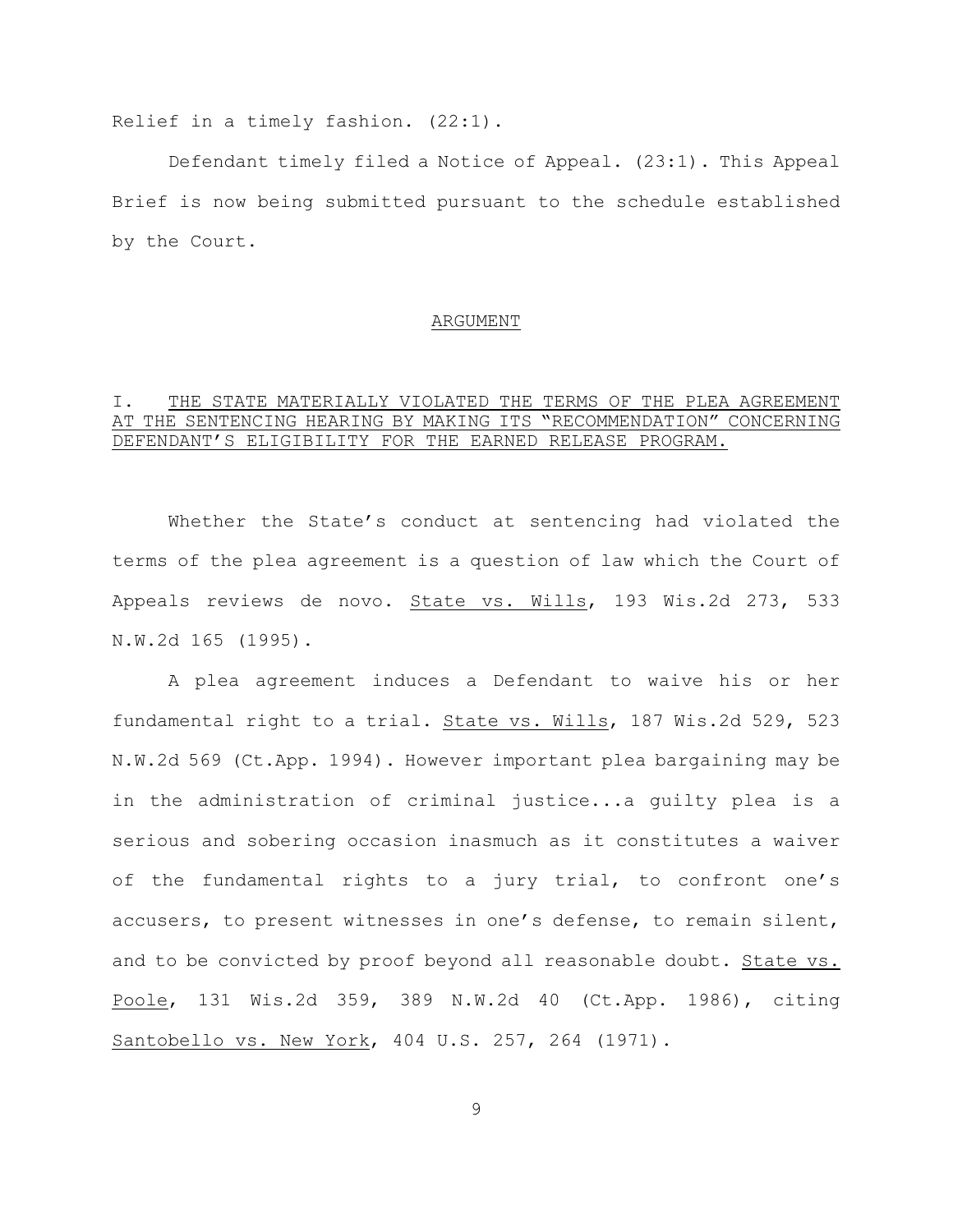Relief in a timely fashion. (22:1).

Defendant timely filed a Notice of Appeal. (23:1). This Appeal Brief is now being submitted pursuant to the schedule established by the Court.

## ARGUMENT

### I. THE STATE MATERIALLY VIOLATED THE TERMS OF THE PLEA AGREEMENT AT THE SENTENCING HEARING BY MAKING ITS "RECOMMENDATION" CONCERNING DEFENDANT'S ELIGIBILITY FOR THE EARNED RELEASE PROGRAM.

Whether the State's conduct at sentencing had violated the terms of the plea agreement is a question of law which the Court of Appeals reviews de novo. State vs. Wills, 193 Wis.2d 273, 533 N.W.2d 165 (1995).

A plea agreement induces a Defendant to waive his or her fundamental right to a trial. State vs. Wills, 187 Wis.2d 529, 523 N.W.2d 569 (Ct.App. 1994). However important plea bargaining may be in the administration of criminal justice...a guilty plea is a serious and sobering occasion inasmuch as it constitutes a waiver of the fundamental rights to a jury trial, to confront one's accusers, to present witnesses in one's defense, to remain silent, and to be convicted by proof beyond all reasonable doubt. State vs. Poole, 131 Wis.2d 359, 389 N.W.2d 40 (Ct.App. 1986), citing Santobello vs. New York, 404 U.S. 257, 264 (1971).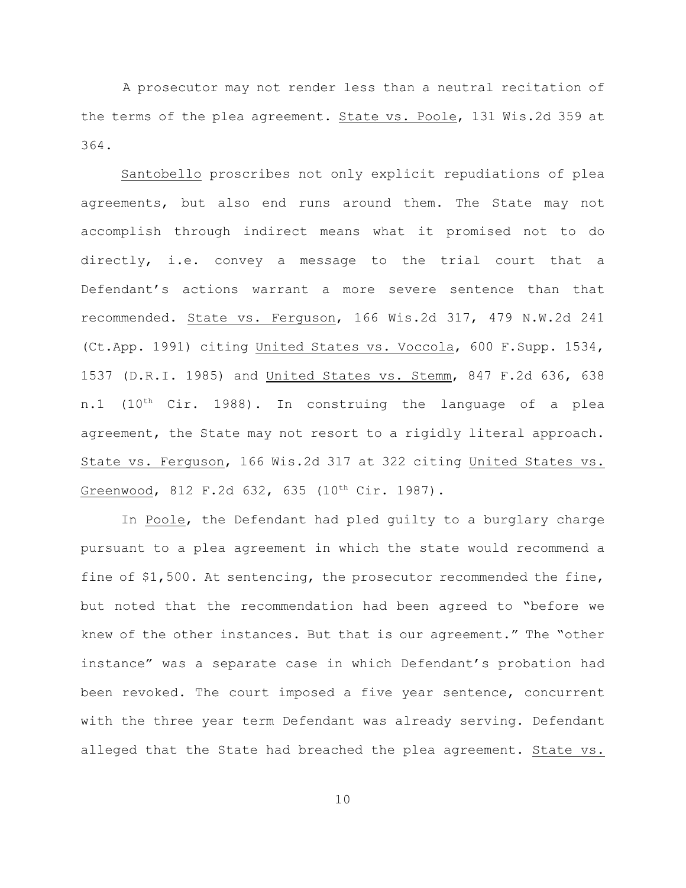A prosecutor may not render less than a neutral recitation of the terms of the plea agreement. State vs. Poole, 131 Wis.2d 359 at 364.

Santobello proscribes not only explicit repudiations of plea agreements, but also end runs around them. The State may not accomplish through indirect means what it promised not to do directly, i.e. convey a message to the trial court that a Defendant's actions warrant a more severe sentence than that recommended. State vs. Ferguson, 166 Wis.2d 317, 479 N.W.2d 241 (Ct.App. 1991) citing United States vs. Voccola, 600 F.Supp. 1534, 1537 (D.R.I. 1985) and United States vs. Stemm, 847 F.2d 636, 638 n.1 (10th Cir. 1988). In construing the language of a plea agreement, the State may not resort to a rigidly literal approach. State vs. Ferguson, 166 Wis.2d 317 at 322 citing United States vs. Greenwood, 812 F.2d 632, 635 (10th Cir. 1987).

In Poole, the Defendant had pled guilty to a burglary charge pursuant to a plea agreement in which the state would recommend a fine of $1,500. At sentencing, the prosecutor recommended the fine, but noted that the recommendation had been agreed to "before we knew of the other instances. But that is our agreement." The "other instance" was a separate case in which Defendant's probation had been revoked. The court imposed a five year sentence, concurrent with the three year term Defendant was already serving. Defendant alleged that the State had breached the plea agreement. State vs.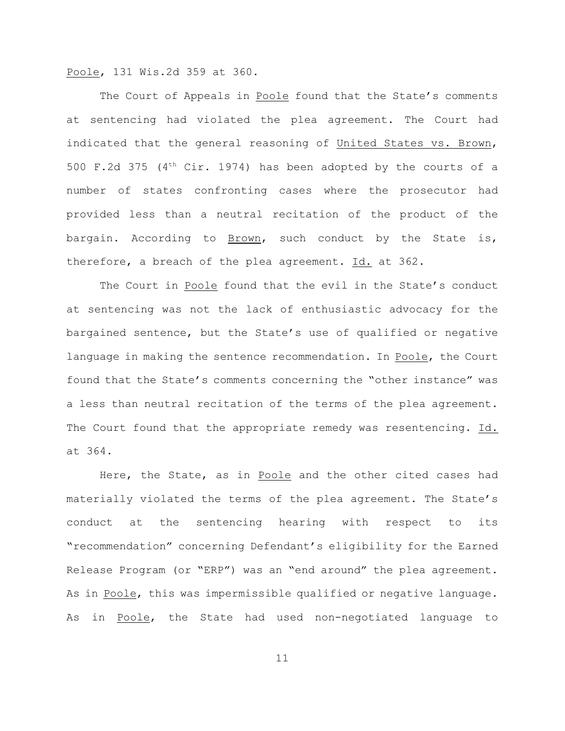Poole, 131 Wis.2d 359 at 360.

The Court of Appeals in Poole found that the State's comments at sentencing had violated the plea agreement. The Court had indicated that the general reasoning of United States vs. Brown, 500 F.2d 375 (4th Cir. 1974) has been adopted by the courts of a number of states confronting cases where the prosecutor had provided less than a neutral recitation of the product of the bargain. According to Brown, such conduct by the State is, therefore, a breach of the plea agreement. Id. at 362.

The Court in Poole found that the evil in the State's conduct at sentencing was not the lack of enthusiastic advocacy for the bargained sentence, but the State's use of qualified or negative language in making the sentence recommendation. In Poole, the Court found that the State's comments concerning the "other instance" was a less than neutral recitation of the terms of the plea agreement. The Court found that the appropriate remedy was resentencing. Id. at 364.

Here, the State, as in Poole and the other cited cases had materially violated the terms of the plea agreement. The State's conduct at the sentencing hearing with respect to its "recommendation" concerning Defendant's eligibility for the Earned Release Program (or "ERP") was an "end around" the plea agreement. As in Poole, this was impermissible qualified or negative language. As in Poole, the State had used non-negotiated language to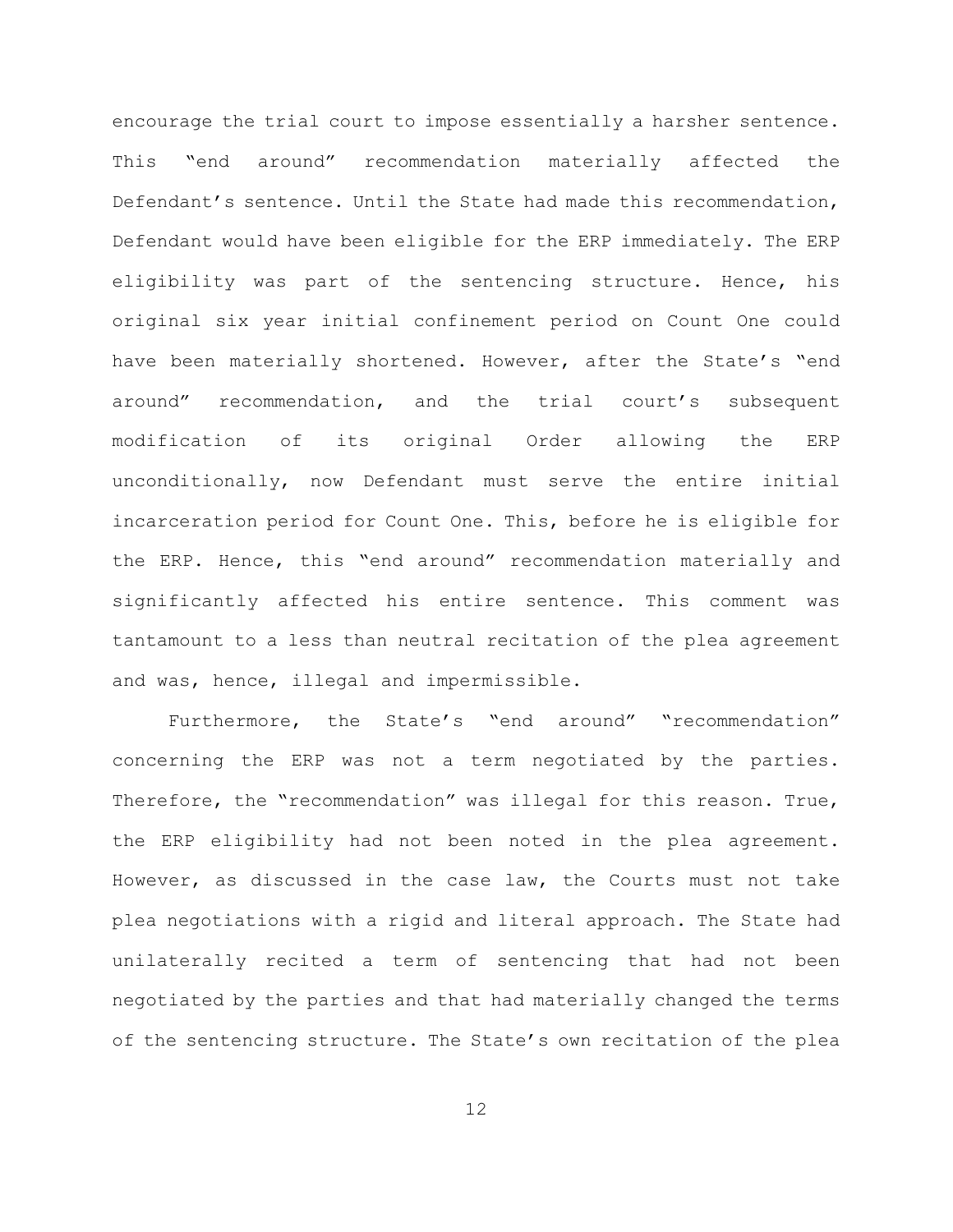encourage the trial court to impose essentially a harsher sentence. This "end around" recommendation materially affected the Defendant's sentence. Until the State had made this recommendation, Defendant would have been eligible for the ERP immediately. The ERP eligibility was part of the sentencing structure. Hence, his original six year initial confinement period on Count One could have been materially shortened. However, after the State's "end around" recommendation, and the trial court's subsequent modification of its original Order allowing the ERP unconditionally, now Defendant must serve the entire initial incarceration period for Count One. This, before he is eligible for the ERP. Hence, this "end around" recommendation materially and significantly affected his entire sentence. This comment was tantamount to a less than neutral recitation of the plea agreement and was, hence, illegal and impermissible.

Furthermore, the State's "end around" "recommendation" concerning the ERP was not a term negotiated by the parties. Therefore, the "recommendation" was illegal for this reason. True, the ERP eligibility had not been noted in the plea agreement. However, as discussed in the case law, the Courts must not take plea negotiations with a rigid and literal approach. The State had unilaterally recited a term of sentencing that had not been negotiated by the parties and that had materially changed the terms of the sentencing structure. The State's own recitation of the plea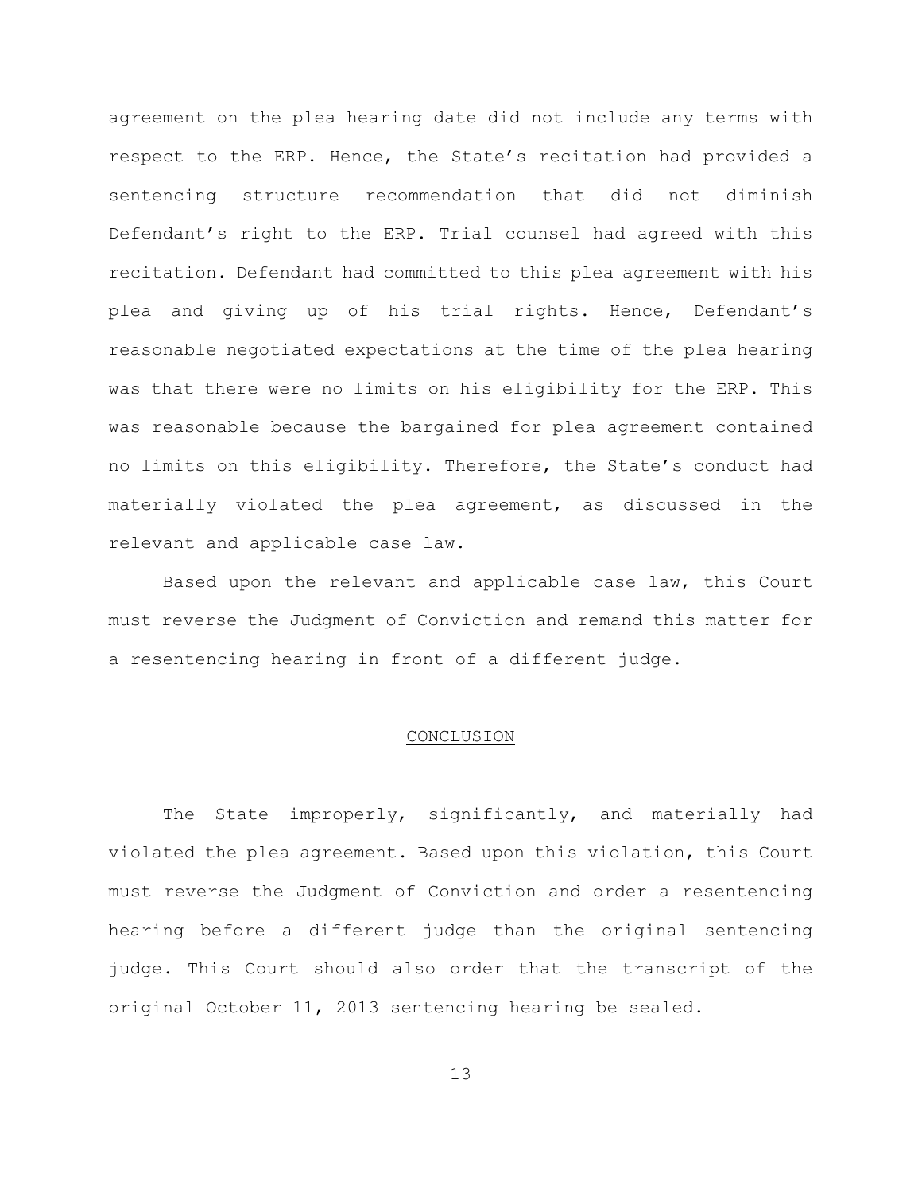agreement on the plea hearing date did not include any terms with respect to the ERP. Hence, the State's recitation had provided a sentencing structure recommendation that did not diminish Defendant's right to the ERP. Trial counsel had agreed with this recitation. Defendant had committed to this plea agreement with his plea and giving up of his trial rights. Hence, Defendant's reasonable negotiated expectations at the time of the plea hearing was that there were no limits on his eligibility for the ERP. This was reasonable because the bargained for plea agreement contained no limits on this eligibility. Therefore, the State's conduct had materially violated the plea agreement, as discussed in the relevant and applicable case law.

Based upon the relevant and applicable case law, this Court must reverse the Judgment of Conviction and remand this matter for a resentencing hearing in front of a different judge.

## CONCLUSION

The State improperly, significantly, and materially had violated the plea agreement. Based upon this violation, this Court must reverse the Judgment of Conviction and order a resentencing hearing before a different judge than the original sentencing judge. This Court should also order that the transcript of the original October 11, 2013 sentencing hearing be sealed.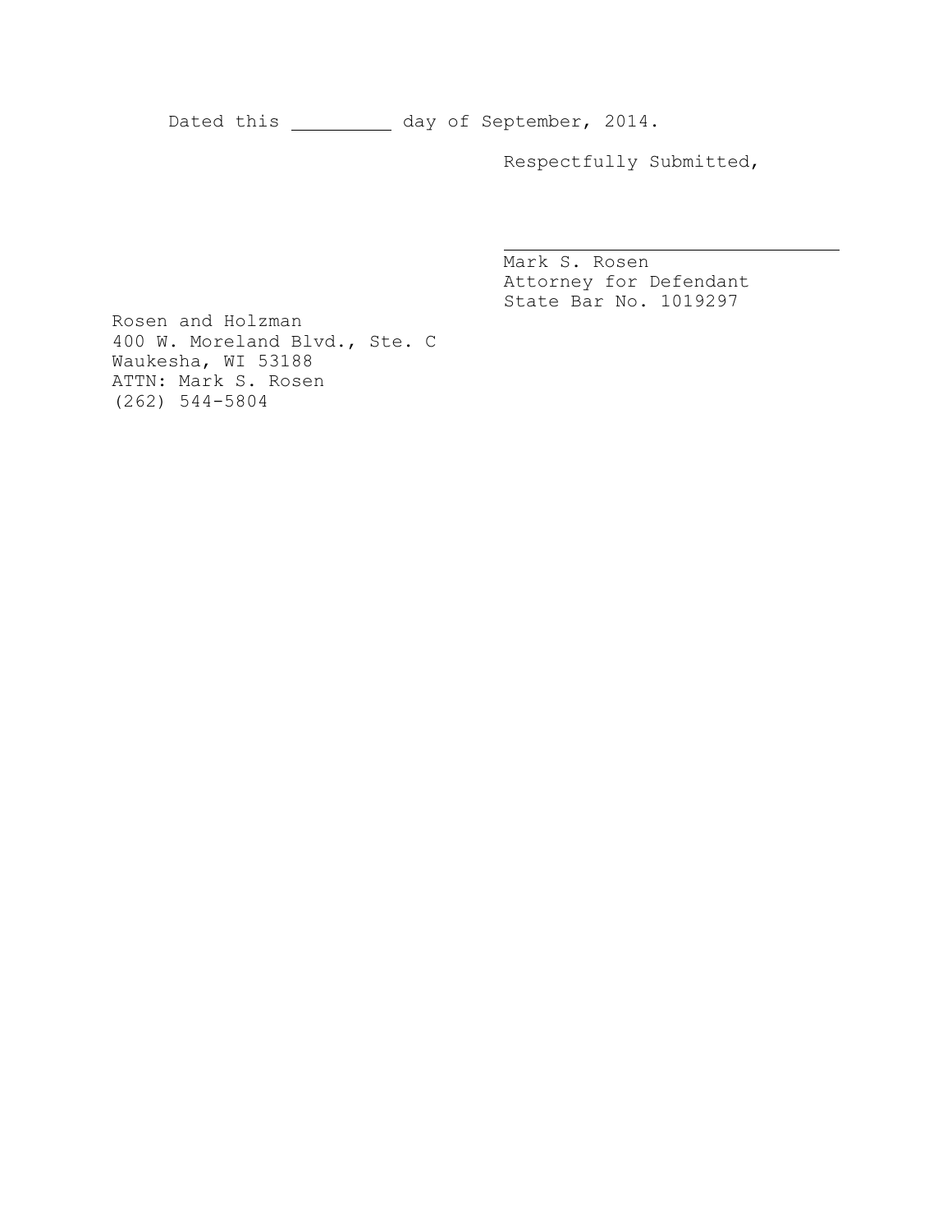Dated this \_\_\_\_\_\_\_\_\_ day of September, 2014.

Respectfully Submitted,

\_\_\_\_\_\_\_\_\_\_\_\_\_\_\_\_\_\_\_\_\_\_\_\_\_\_\_\_\_\_
Mark S. Rosen
Attorney for Defendant
State Bar No. 1019297

Rosen and Holzman
400 W. Moreland Blvd., Ste. C
Waukesha, WI 53188
ATTN: Mark S. Rosen
(262) 544-5804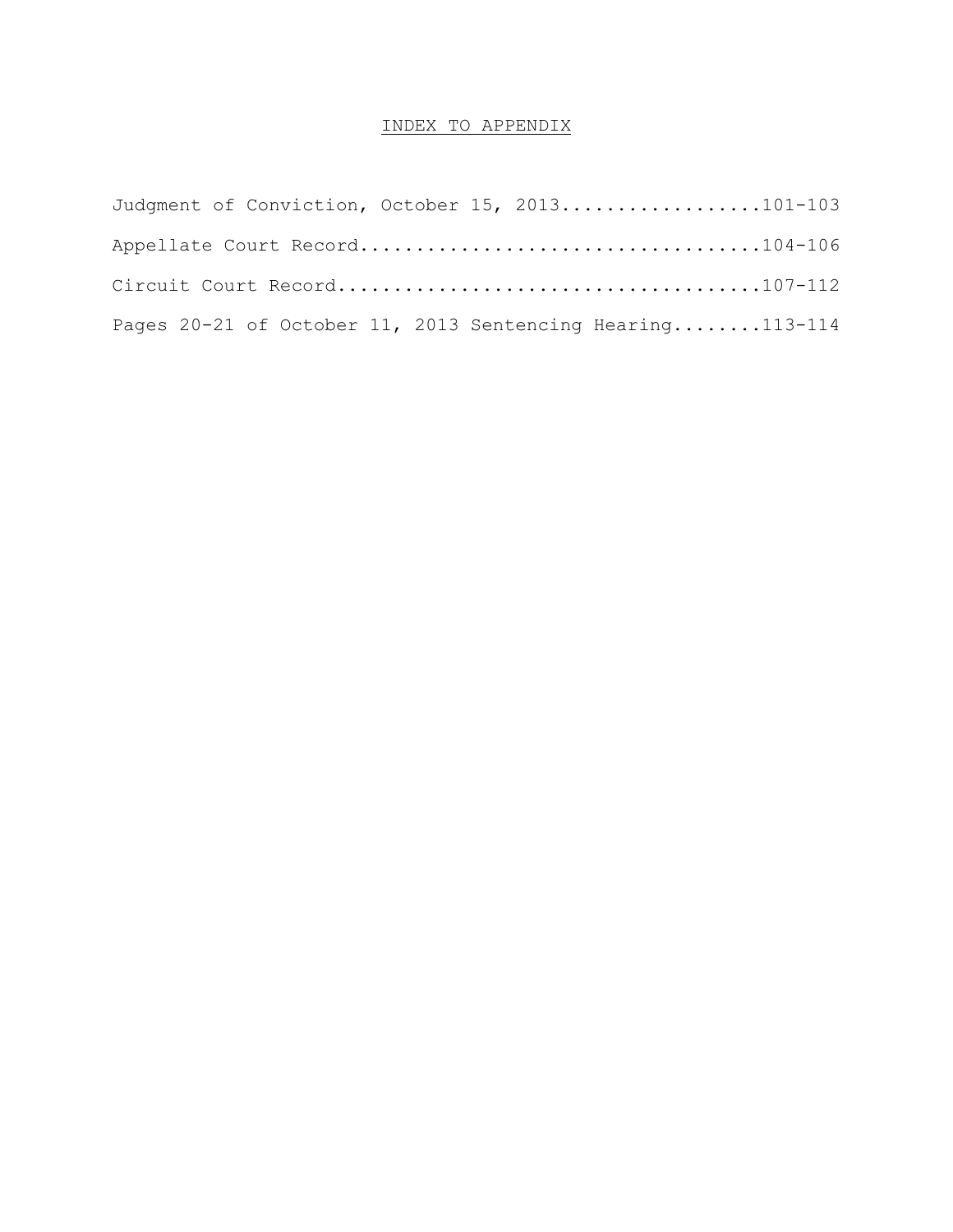# INDEX TO APPENDIX

Judgment of Conviction, October 15, 2013..................101-103

Appellate Court Record....................................104-106

Circuit Court Record......................................107-112

Pages 20-21 of October 11, 2013 Sentencing Hearing........113-114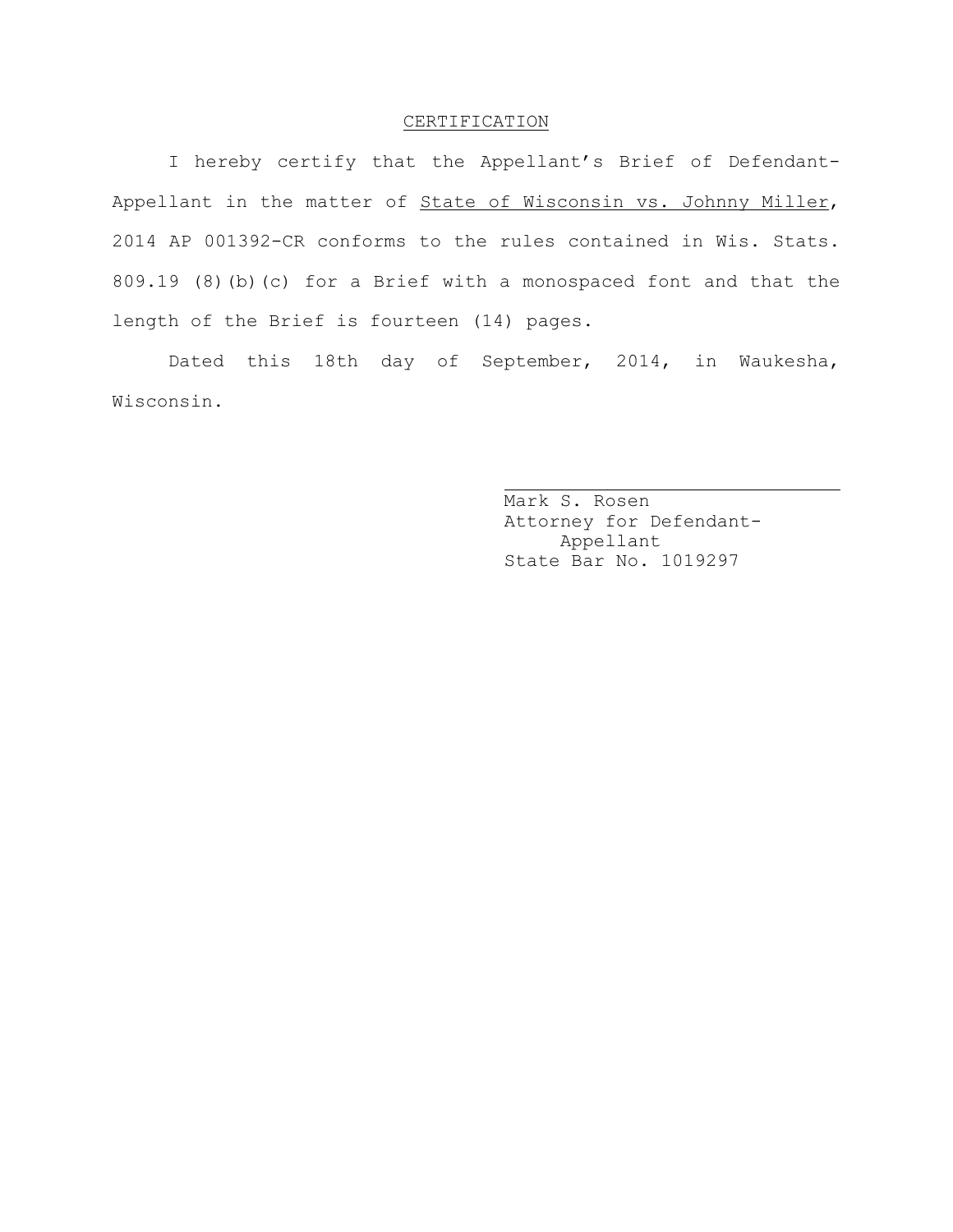# CERTIFICATION

I hereby certify that the Appellant's Brief of Defendant-Appellant in the matter of State of Wisconsin vs. Johnny Miller, 2014 AP 001392-CR conforms to the rules contained in Wis. Stats. 809.19 (8)(b)(c) for a Brief with a monospaced font and that the length of the Brief is fourteen (14) pages.

Dated this 18th day of September, 2014, in Waukesha, Wisconsin.

Mark S. Rosen
Attorney for Defendant-Appellant
State Bar No. 1019297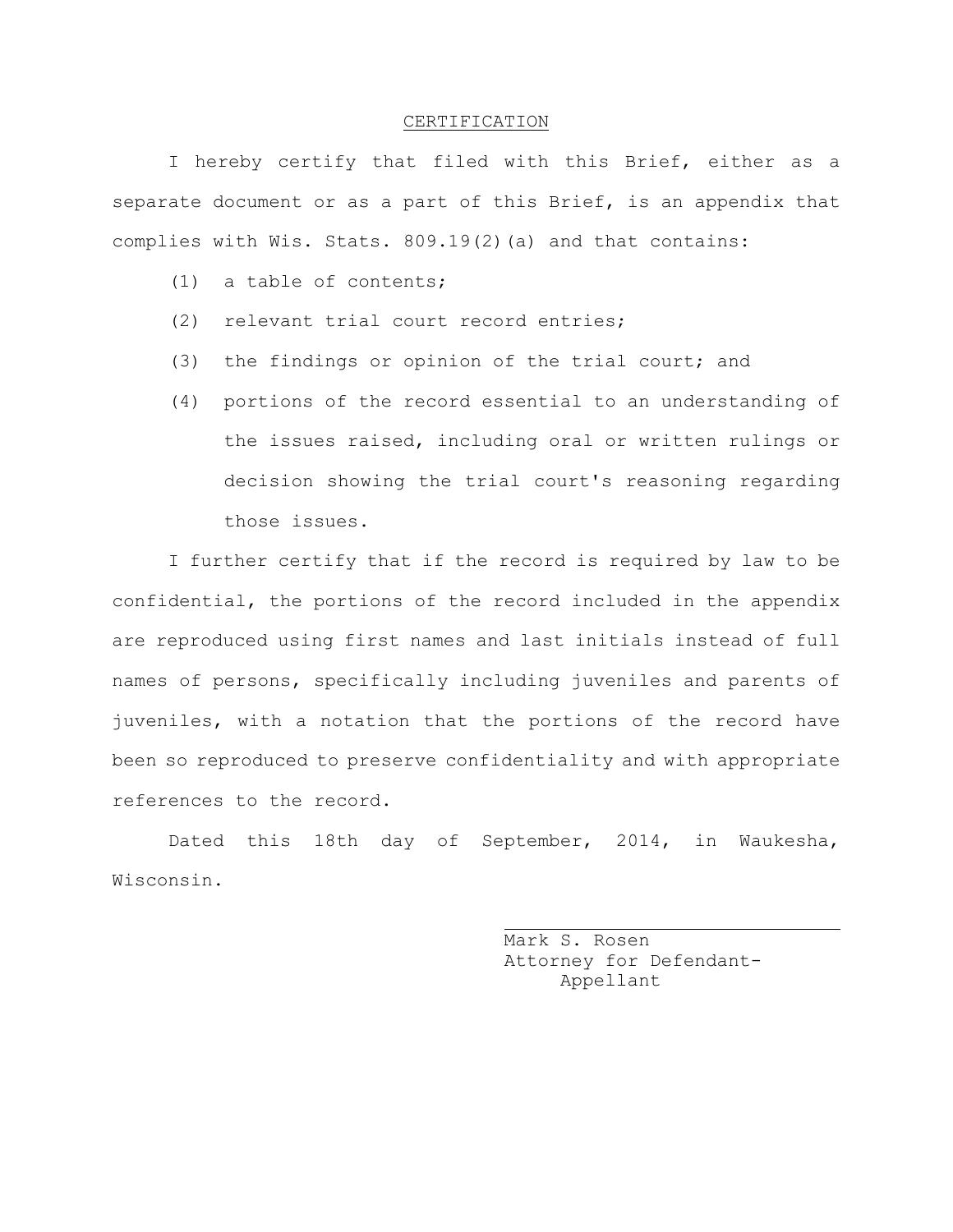# CERTIFICATION

I hereby certify that filed with this Brief, either as a separate document or as a part of this Brief, is an appendix that complies with Wis. Stats. 809.19(2)(a) and that contains:

(1) a table of contents;

(2) relevant trial court record entries;

(3) the findings or opinion of the trial court; and

(4) portions of the record essential to an understanding of the issues raised, including oral or written rulings or decision showing the trial court's reasoning regarding those issues.

I further certify that if the record is required by law to be confidential, the portions of the record included in the appendix are reproduced using first names and last initials instead of full names of persons, specifically including juveniles and parents of juveniles, with a notation that the portions of the record have been so reproduced to preserve confidentiality and with appropriate references to the record.

Dated this 18th day of September, 2014, in Waukesha, Wisconsin.

Mark S. Rosen
Attorney for Defendant-Appellant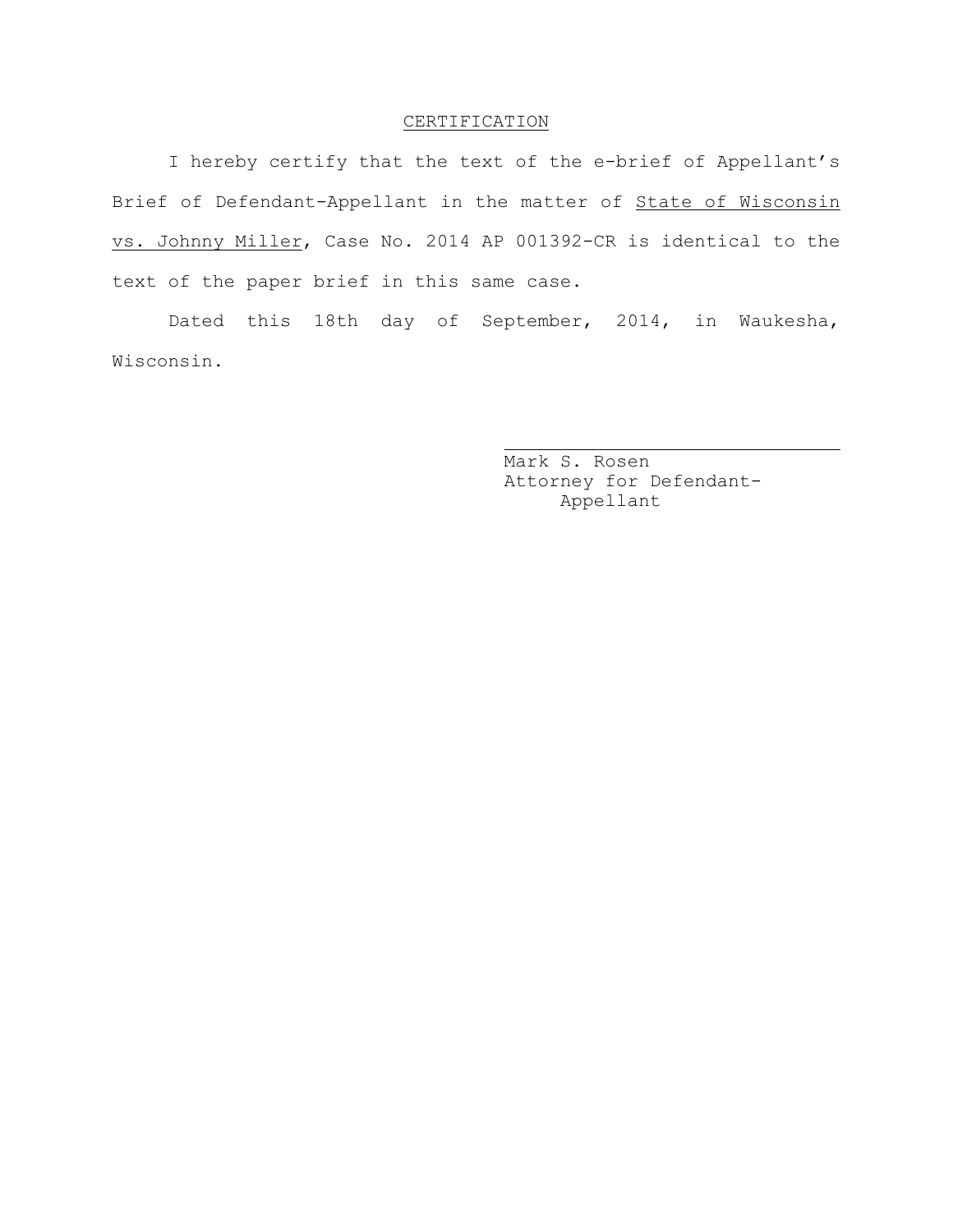## CERTIFICATION

I hereby certify that the text of the e-brief of Appellant's Brief of Defendant-Appellant in the matter of State of Wisconsin vs. Johnny Miller, Case No. 2014 AP 001392-CR is identical to the text of the paper brief in this same case.

Dated this 18th day of September, 2014, in Waukesha, Wisconsin.

\_\_\_\_\_\_\_\_\_\_\_\_\_\_\_\_\_\_\_\_\_\_\_\_\_\_\_\_\_\_

Mark S. Rosen
Attorney for Defendant-Appellant